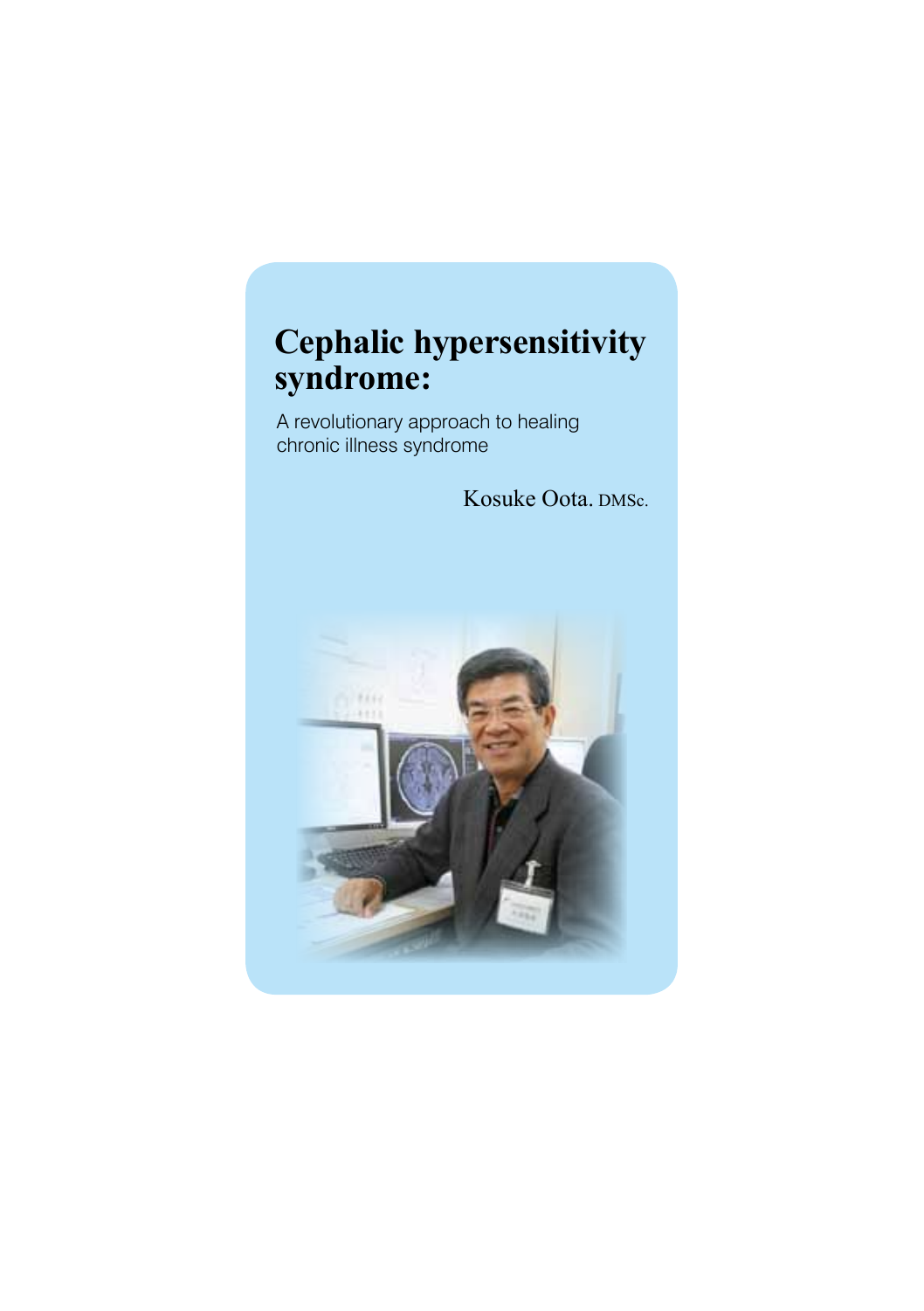# Cephalic hypersensitivity syndrome:

A revolutionary approach to healing chronic illness syndrome

Kosuke Oota. DMSc.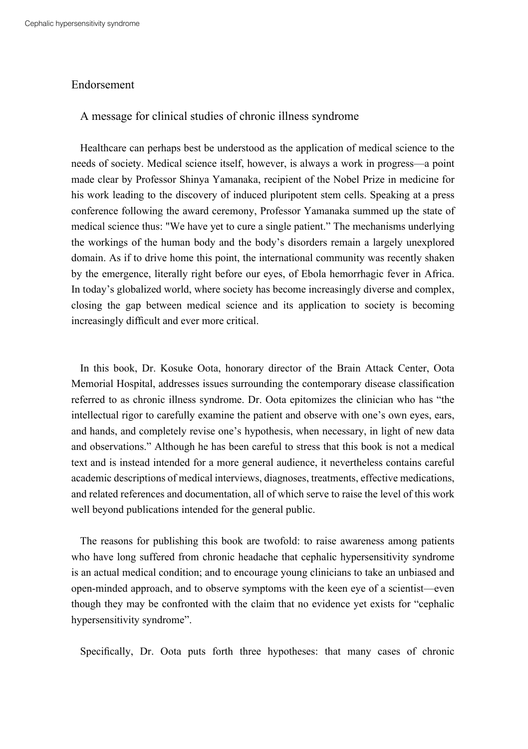## Endorsement

### A message for clinical studies of chronic illness syndrome

Healthcare can perhaps best be understood as the application of medical science to the needs of society. Medical science itself, however, is always a work in progress—a point made clear by Professor Shinya Yamanaka, recipient of the Nobel Prize in medicine for his work leading to the discovery of induced pluripotent stem cells. Speaking at a press conference following the award ceremony, Professor Yamanaka summed up the state of medical science thus: "We have yet to cure a single patient." The mechanisms underlying the workings of the human body and the body's disorders remain a largely unexplored domain. As if to drive home this point, the international community was recently shaken by the emergence, literally right before our eyes, of Ebola hemorrhagic fever in Africa. In today's globalized world, where society has become increasingly diverse and complex, closing the gap between medical science and its application to society is becoming increasingly difficult and ever more critical.

In this book, Dr. Kosuke Oota, honorary director of the Brain Attack Center, Oota Memorial Hospital, addresses issues surrounding the contemporary disease classification referred to as chronic illness syndrome. Dr. Oota epitomizes the clinician who has "the intellectual rigor to carefully examine the patient and observe with one's own eyes, ears, and hands, and completely revise one's hypothesis, when necessary, in light of new data and observations." Although he has been careful to stress that this book is not a medical text and is instead intended for a more general audience, it nevertheless contains careful academic descriptions of medical interviews, diagnoses, treatments, effective medications, and related references and documentation, all of which serve to raise the level of this work well beyond publications intended for the general public.

The reasons for publishing this book are twofold: to raise awareness among patients who have long suffered from chronic headache that cephalic hypersensitivity syndrome is an actual medical condition; and to encourage young clinicians to take an unbiased and open-minded approach, and to observe symptoms with the keen eye of a scientist—even though they may be confronted with the claim that no evidence yet exists for "cephalic hypersensitivity syndrome".

Specifically, Dr. Oota puts forth three hypotheses: that many cases of chronic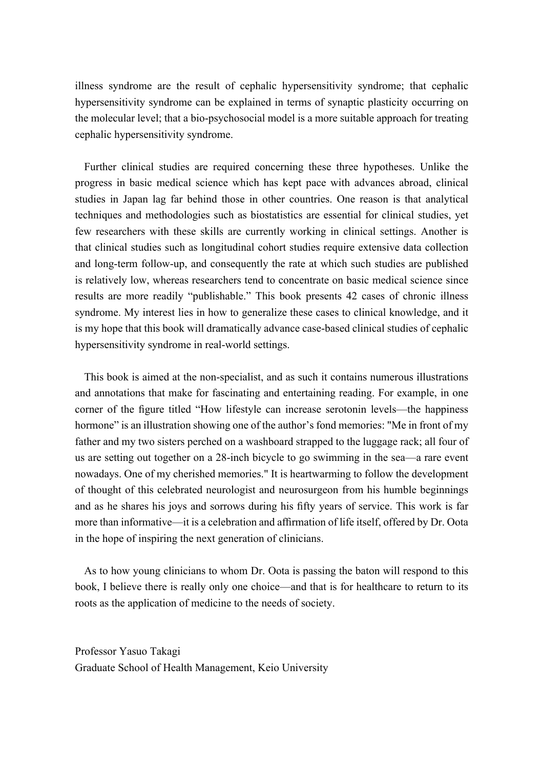illness syndrome are the result of cephalic hypersensitivity syndrome; that cephalic hypersensitivity syndrome can be explained in terms of synaptic plasticity occurring on the molecular level; that a bio-psychosocial model is a more suitable approach for treating cephalic hypersensitivity syndrome.

Further clinical studies are required concerning these three hypotheses. Unlike the progress in basic medical science which has kept pace with advances abroad, clinical studies in Japan lag far behind those in other countries. One reason is that analytical techniques and methodologies such as biostatistics are essential for clinical studies, yet few researchers with these skills are currently working in clinical settings. Another is that clinical studies such as longitudinal cohort studies require extensive data collection and long-term follow-up, and consequently the rate at which such studies are published is relatively low, whereas researchers tend to concentrate on basic medical science since results are more readily "publishable." This book presents 42 cases of chronic illness syndrome. My interest lies in how to generalize these cases to clinical knowledge, and it is my hope that this book will dramatically advance case-based clinical studies of cephalic hypersensitivity syndrome in real-world settings.

This book is aimed at the non-specialist, and as such it contains numerous illustrations and annotations that make for fascinating and entertaining reading. For example, in one corner of the figure titled "How lifestyle can increase serotonin levels—the happiness hormone" is an illustration showing one of the author's fond memories: "Me in front of my father and my two sisters perched on a washboard strapped to the luggage rack; all four of us are setting out together on a 28-inch bicycle to go swimming in the sea—a rare event nowadays. One of my cherished memories." It is heartwarming to follow the development of thought of this celebrated neurologist and neurosurgeon from his humble beginnings and as he shares his joys and sorrows during his fifty years of service. This work is far more than informative—it is a celebration and affirmation of life itself, offered by Dr. Oota in the hope of inspiring the next generation of clinicians.

As to how young clinicians to whom Dr. Oota is passing the baton will respond to this book, I believe there is really only one choice—and that is for healthcare to return to its roots as the application of medicine to the needs of society.

Professor Yasuo Takagi  
Graduate School of Health Management, Keio University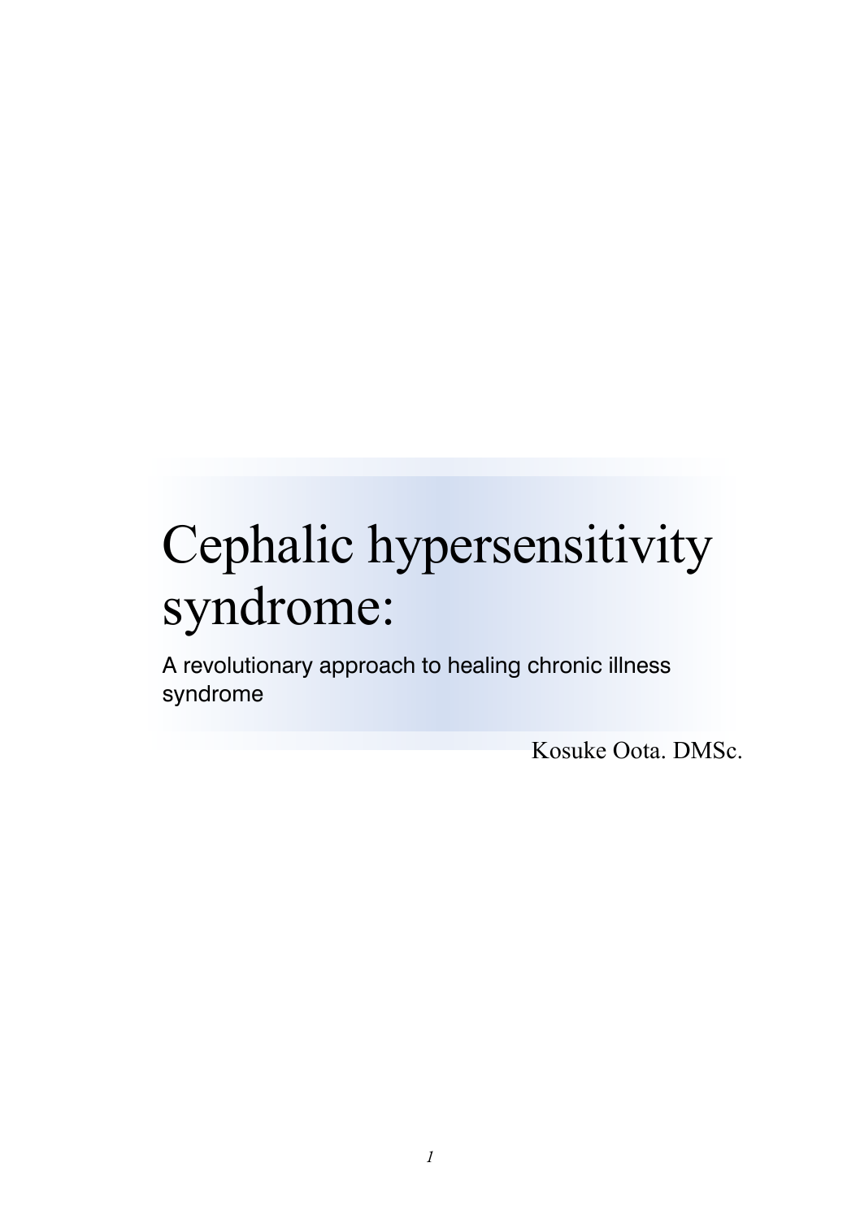# Cephalic hypersensitivity syndrome:

A revolutionary approach to healing chronic illness syndrome

Kosuke Oota. DMSc.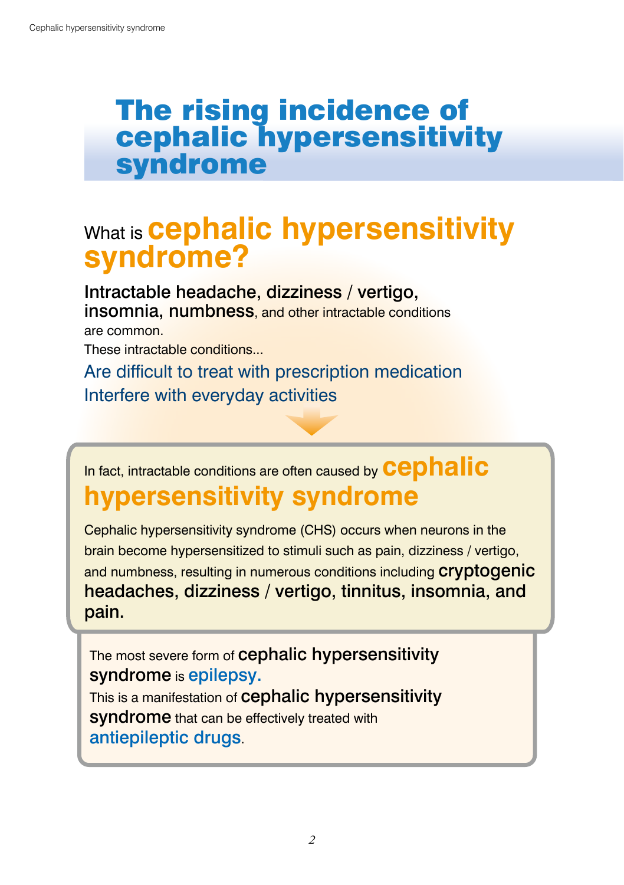# The rising incidence of cephalic hypersensitivity syndrome

## What is cephalic hypersensitivity syndrome?

**Intractable headache, dizziness / vertigo, insomnia, numbness**, and other intractable conditions are common.

These intractable conditions...

- Are difficult to treat with prescription medication
- Interfere with everyday activities

### In fact, intractable conditions are often caused by cephalic hypersensitivity syndrome

Cephalic hypersensitivity syndrome (CHS) occurs when neurons in the brain become hypersensitized to stimuli such as pain, dizziness / vertigo, and numbness, resulting in numerous conditions including **cryptogenic headaches, dizziness / vertigo, tinnitus, insomnia, and pain.**

The most severe form of **cephalic hypersensitivity syndrome** is epilepsy.

This is a manifestation of **cephalic hypersensitivity syndrome** that can be effectively treated with antiepileptic drugs.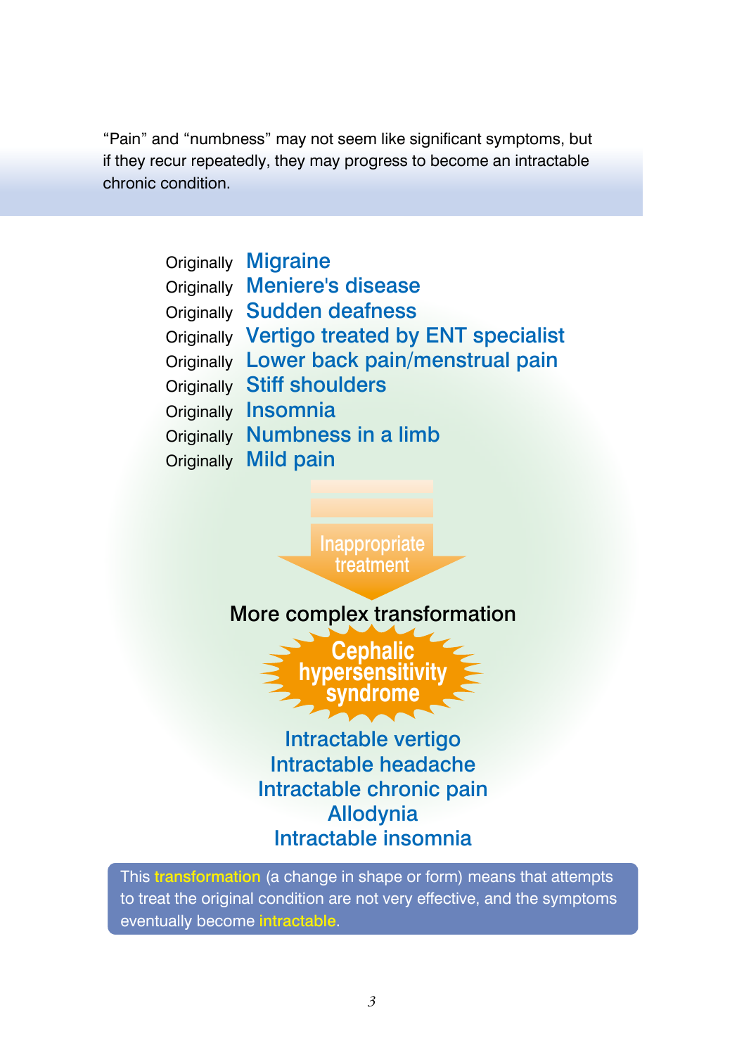“Pain” and “numbness” may not seem like significant symptoms, but if they recur repeatedly, they may progress to become an intractable chronic condition.

Originally **Migraine**
Originally **Meniere's disease**
Originally **Sudden deafness**
Originally **Vertigo treated by ENT specialist**
Originally **Lower back pain/menstrual pain**
Originally **Stiff shoulders**
Originally **Insomnia**
Originally **Numbness in a limb**
Originally **Mild pain**

Inappropriate treatment

More complex transformation

**Cephalic hypersensitivity syndrome**

Intractable vertigo
Intractable headache
Intractable chronic pain
Allodynia
Intractable insomnia

This **transformation** (a change in shape or form) means that attempts to treat the original condition are not very effective, and the symptoms eventually become **intractable**.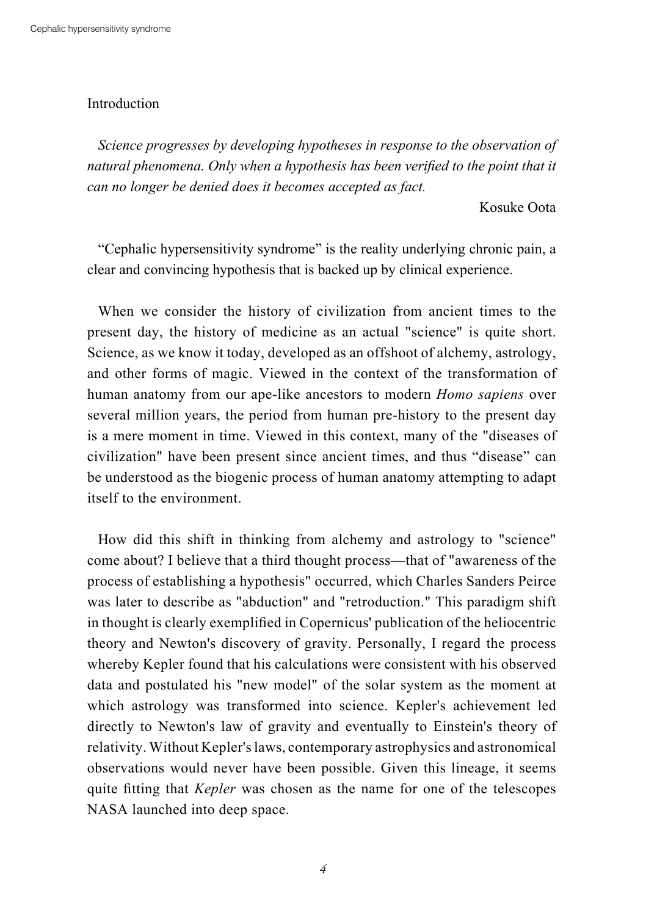# Introduction

*Science progresses by developing hypotheses in response to the observation of natural phenomena. Only when a hypothesis has been verified to the point that it can no longer be denied does it becomes accepted as fact.*

Kosuke Oota

"Cephalic hypersensitivity syndrome" is the reality underlying chronic pain, a clear and convincing hypothesis that is backed up by clinical experience.

When we consider the history of civilization from ancient times to the present day, the history of medicine as an actual "science" is quite short. Science, as we know it today, developed as an offshoot of alchemy, astrology, and other forms of magic. Viewed in the context of the transformation of human anatomy from our ape-like ancestors to modern *Homo sapiens* over several million years, the period from human pre-history to the present day is a mere moment in time. Viewed in this context, many of the "diseases of civilization" have been present since ancient times, and thus "disease" can be understood as the biogenic process of human anatomy attempting to adapt itself to the environment.

How did this shift in thinking from alchemy and astrology to "science" come about? I believe that a third thought process—that of "awareness of the process of establishing a hypothesis" occurred, which Charles Sanders Peirce was later to describe as "abduction" and "retroduction." This paradigm shift in thought is clearly exemplified in Copernicus' publication of the heliocentric theory and Newton's discovery of gravity. Personally, I regard the process whereby Kepler found that his calculations were consistent with his observed data and postulated his "new model" of the solar system as the moment at which astrology was transformed into science. Kepler's achievement led directly to Newton's law of gravity and eventually to Einstein's theory of relativity. Without Kepler's laws, contemporary astrophysics and astronomical observations would never have been possible. Given this lineage, it seems quite fitting that *Kepler* was chosen as the name for one of the telescopes NASA launched into deep space.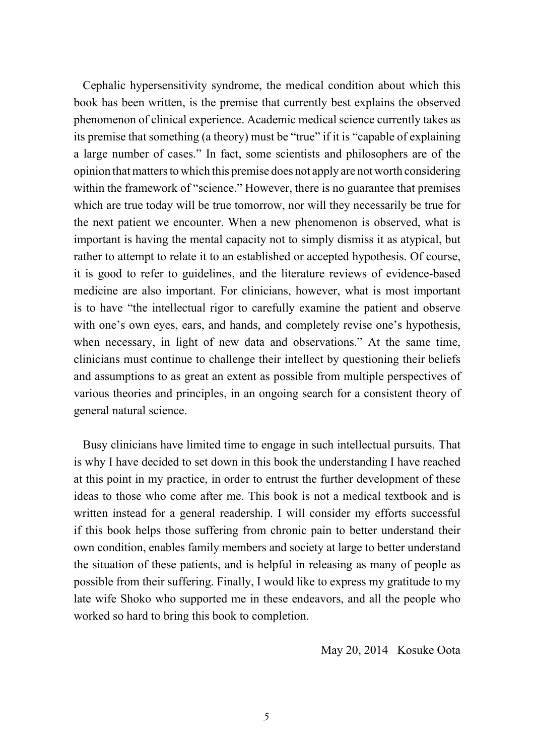Cephalic hypersensitivity syndrome, the medical condition about which this book has been written, is the premise that currently best explains the observed phenomenon of clinical experience. Academic medical science currently takes as its premise that something (a theory) must be "true" if it is "capable of explaining a large number of cases." In fact, some scientists and philosophers are of the opinion that matters to which this premise does not apply are not worth considering within the framework of "science." However, there is no guarantee that premises which are true today will be true tomorrow, nor will they necessarily be true for the next patient we encounter. When a new phenomenon is observed, what is important is having the mental capacity not to simply dismiss it as atypical, but rather to attempt to relate it to an established or accepted hypothesis. Of course, it is good to refer to guidelines, and the literature reviews of evidence-based medicine are also important. For clinicians, however, what is most important is to have "the intellectual rigor to carefully examine the patient and observe with one's own eyes, ears, and hands, and completely revise one's hypothesis, when necessary, in light of new data and observations." At the same time, clinicians must continue to challenge their intellect by questioning their beliefs and assumptions to as great an extent as possible from multiple perspectives of various theories and principles, in an ongoing search for a consistent theory of general natural science.

Busy clinicians have limited time to engage in such intellectual pursuits. That is why I have decided to set down in this book the understanding I have reached at this point in my practice, in order to entrust the further development of these ideas to those who come after me. This book is not a medical textbook and is written instead for a general readership. I will consider my efforts successful if this book helps those suffering from chronic pain to better understand their own condition, enables family members and society at large to better understand the situation of these patients, and is helpful in releasing as many of people as possible from their suffering. Finally, I would like to express my gratitude to my late wife Shoko who supported me in these endeavors, and all the people who worked so hard to bring this book to completion.

May 20, 2014 Kosuke Oota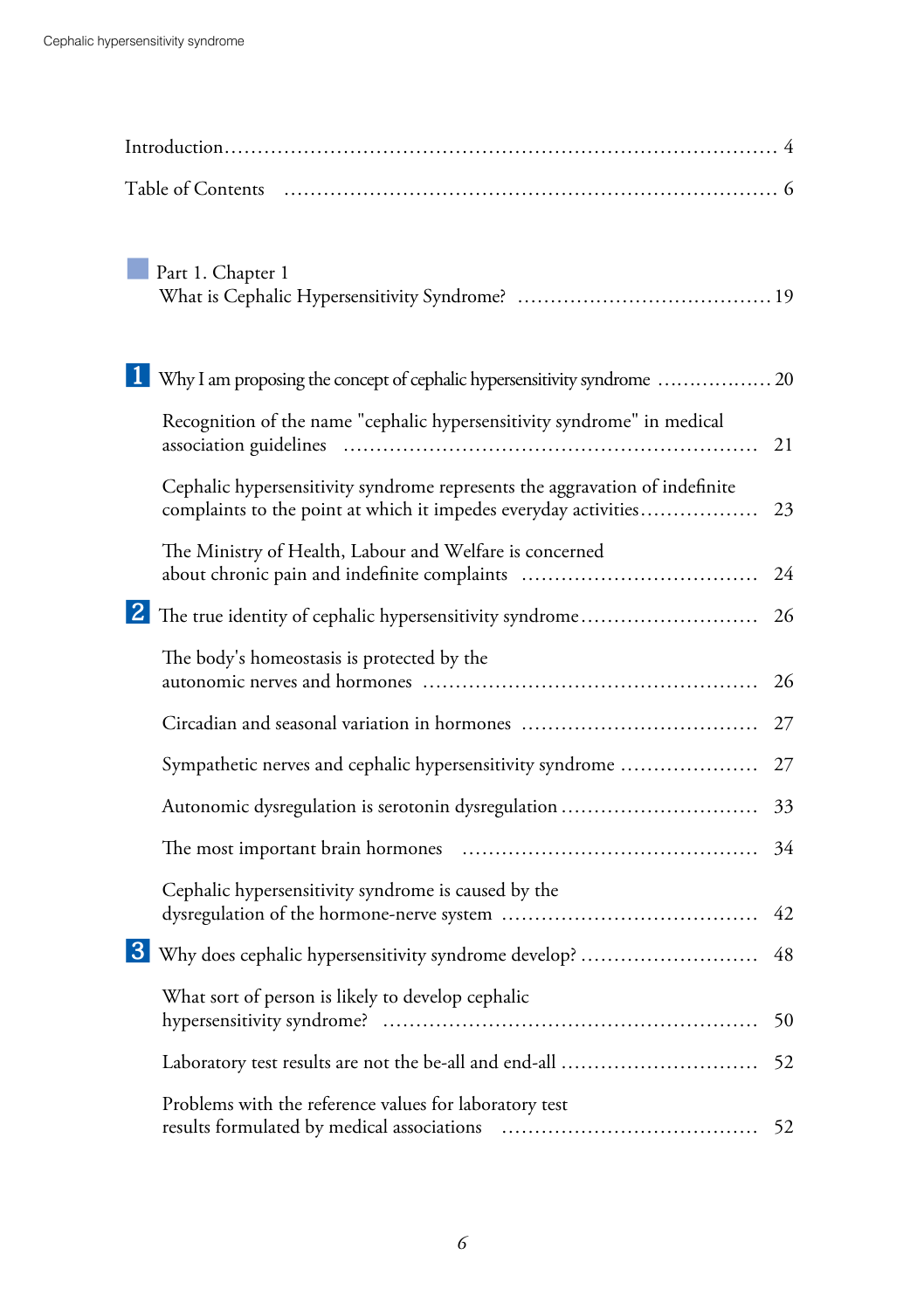Introduction .................................................................................... 4

Table of Contents .......................................................................... 6

## Part 1. Chapter 1
## What is Cephalic Hypersensitivity Syndrome? ...................................... 19

**1** Why I am proposing the concept of cephalic hypersensitivity syndrome ................. 20

- Recognition of the name "cephalic hypersensitivity syndrome" in medical association guidelines ............................................................ 21
- Cephalic hypersensitivity syndrome represents the aggravation of indefinite complaints to the point at which it impedes everyday activities.................. 23
- The Ministry of Health, Labour and Welfare is concerned about chronic pain and indefinite complaints ................................... 24

**2** The true identity of cephalic hypersensitivity syndrome.......................... 26

- The body's homeostasis is protected by the autonomic nerves and hormones ................................................. 26
- Circadian and seasonal variation in hormones ................................... 27
- Sympathetic nerves and cephalic hypersensitivity syndrome .................... 27
- Autonomic dysregulation is serotonin dysregulation ............................. 33
- The most important brain hormones ............................................ 34
- Cephalic hypersensitivity syndrome is caused by the dysregulation of the hormone-nerve system ...................................... 42

**3** Why does cephalic hypersensitivity syndrome develop? .......................... 48

- What sort of person is likely to develop cephalic hypersensitivity syndrome? ...................................................... 50
- Laboratory test results are not the be-all and end-all ............................. 52
- Problems with the reference values for laboratory test results formulated by medical associations ...................................... 52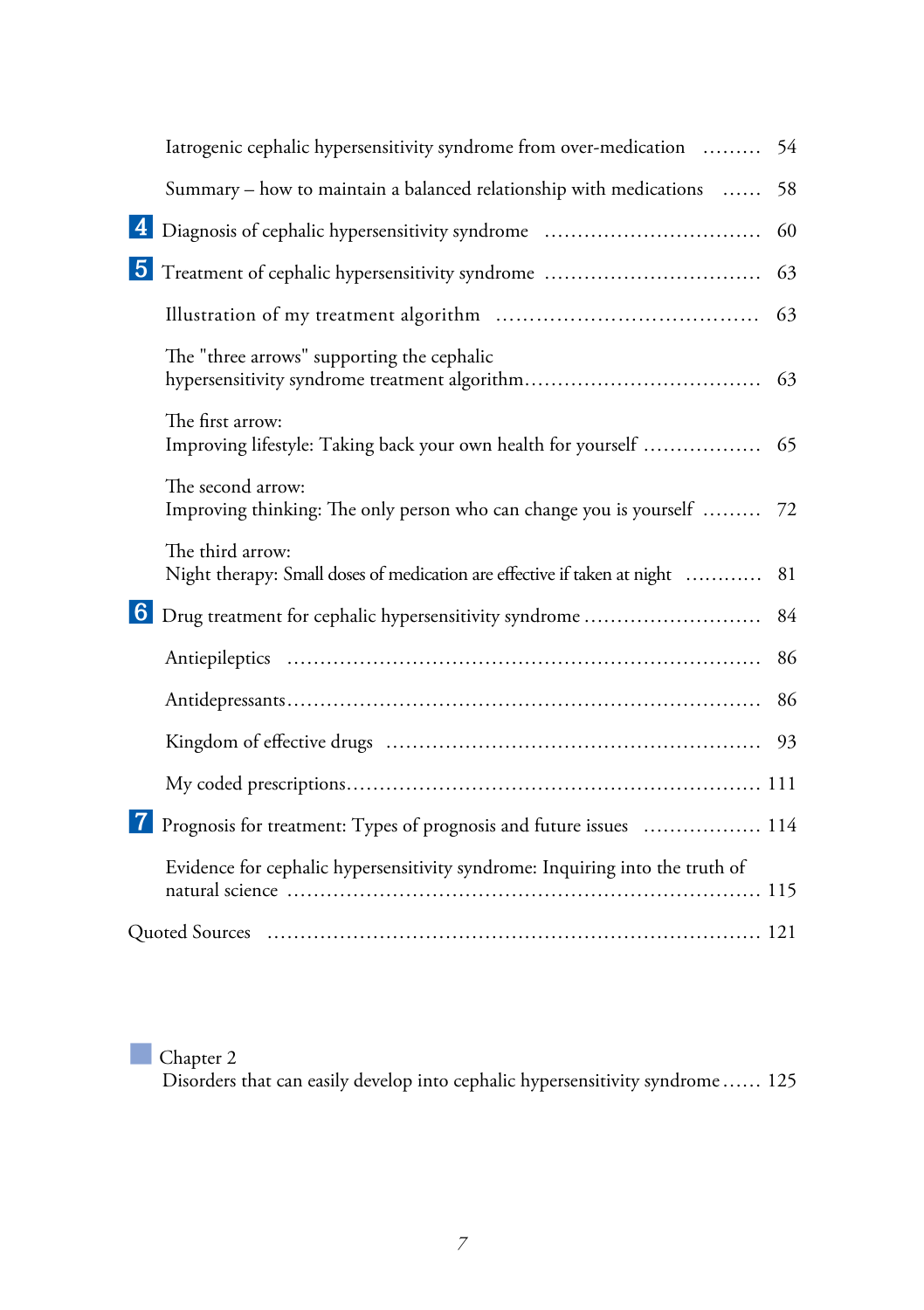Iatrogenic cephalic hypersensitivity syndrome from over-medication ......... 54

Summary – how to maintain a balanced relationship with medications ...... 58

**4** Diagnosis of cephalic hypersensitivity syndrome ................................ 60

**5** Treatment of cephalic hypersensitivity syndrome ................................ 63

Illustration of my treatment algorithm ...................................... 63

The "three arrows" supporting the cephalic hypersensitivity syndrome treatment algorithm.................................... 63

The first arrow:
Improving lifestyle: Taking back your own health for yourself ................. 65

The second arrow:
Improving thinking: The only person who can change you is yourself ......... 72

The third arrow:
Night therapy: Small doses of medication are effective if taken at night ........... 81

**6** Drug treatment for cephalic hypersensitivity syndrome .......................... 84

Antiepileptics ...................................................................... 86

Antidepressants...................................................................... 86

Kingdom of effective drugs ........................................................ 93

My coded prescriptions............................................................ 111

**7** Prognosis for treatment: Types of prognosis and future issues ................. 114

Evidence for cephalic hypersensitivity syndrome: Inquiring into the truth of natural science ..................................................................... 115

Quoted Sources ........................................................................ 121

Chapter 2
Disorders that can easily develop into cephalic hypersensitivity syndrome...... 125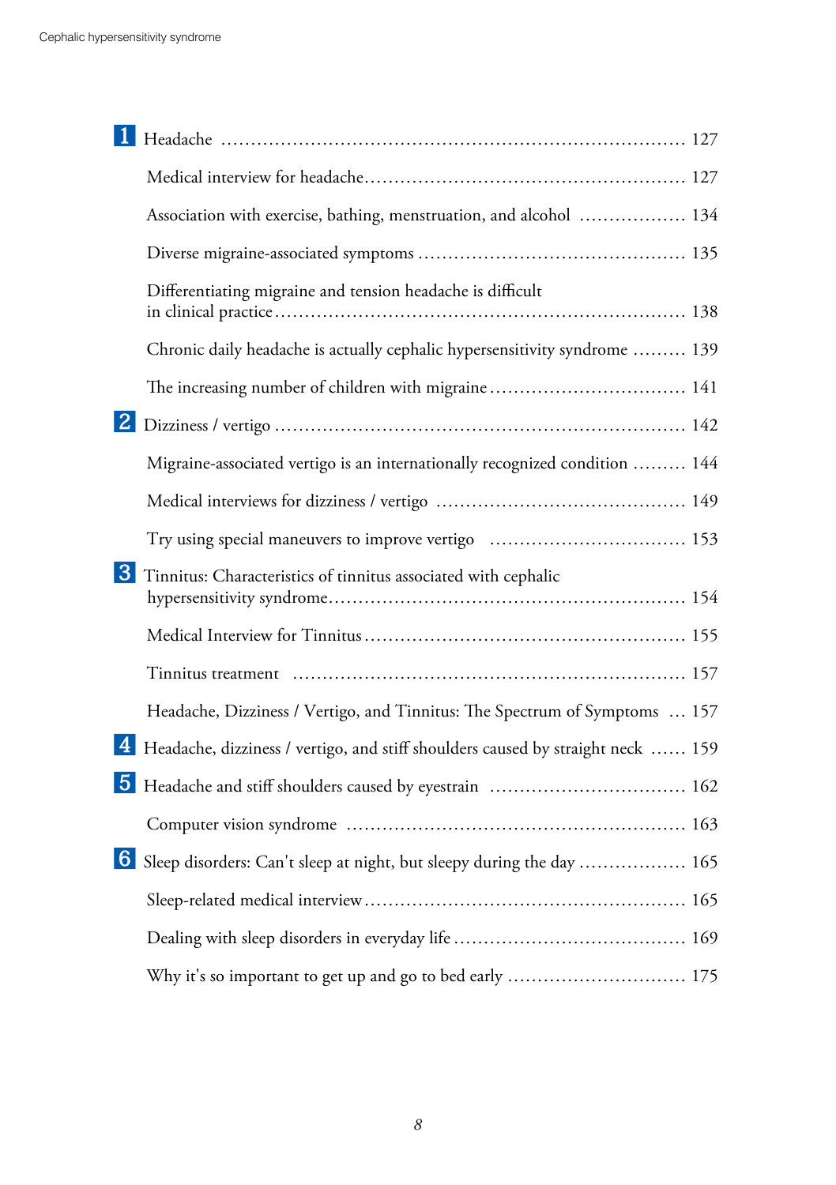**1** Headache ........ 127

- Medical interview for headache ........ 127
- Association with exercise, bathing, menstruation, and alcohol ........ 134
- Diverse migraine-associated symptoms ........ 135
- Differentiating migraine and tension headache is difficult in clinical practice ........ 138
- Chronic daily headache is actually cephalic hypersensitivity syndrome ........ 139
- The increasing number of children with migraine ........ 141

**2** Dizziness / vertigo ........ 142

- Migraine-associated vertigo is an internationally recognized condition ........ 144
- Medical interviews for dizziness / vertigo ........ 149
- Try using special maneuvers to improve vertigo ........ 153

**3** Tinnitus: Characteristics of tinnitus associated with cephalic hypersensitivity syndrome ........ 154

- Medical Interview for Tinnitus ........ 155
- Tinnitus treatment ........ 157
- Headache, Dizziness / Vertigo, and Tinnitus: The Spectrum of Symptoms ........ 157

**4** Headache, dizziness / vertigo, and stiff shoulders caused by straight neck ........ 159

**5** Headache and stiff shoulders caused by eyestrain ........ 162

- Computer vision syndrome ........ 163

**6** Sleep disorders: Can't sleep at night, but sleepy during the day ........ 165

- Sleep-related medical interview ........ 165
- Dealing with sleep disorders in everyday life ........ 169
- Why it's so important to get up and go to bed early ........ 175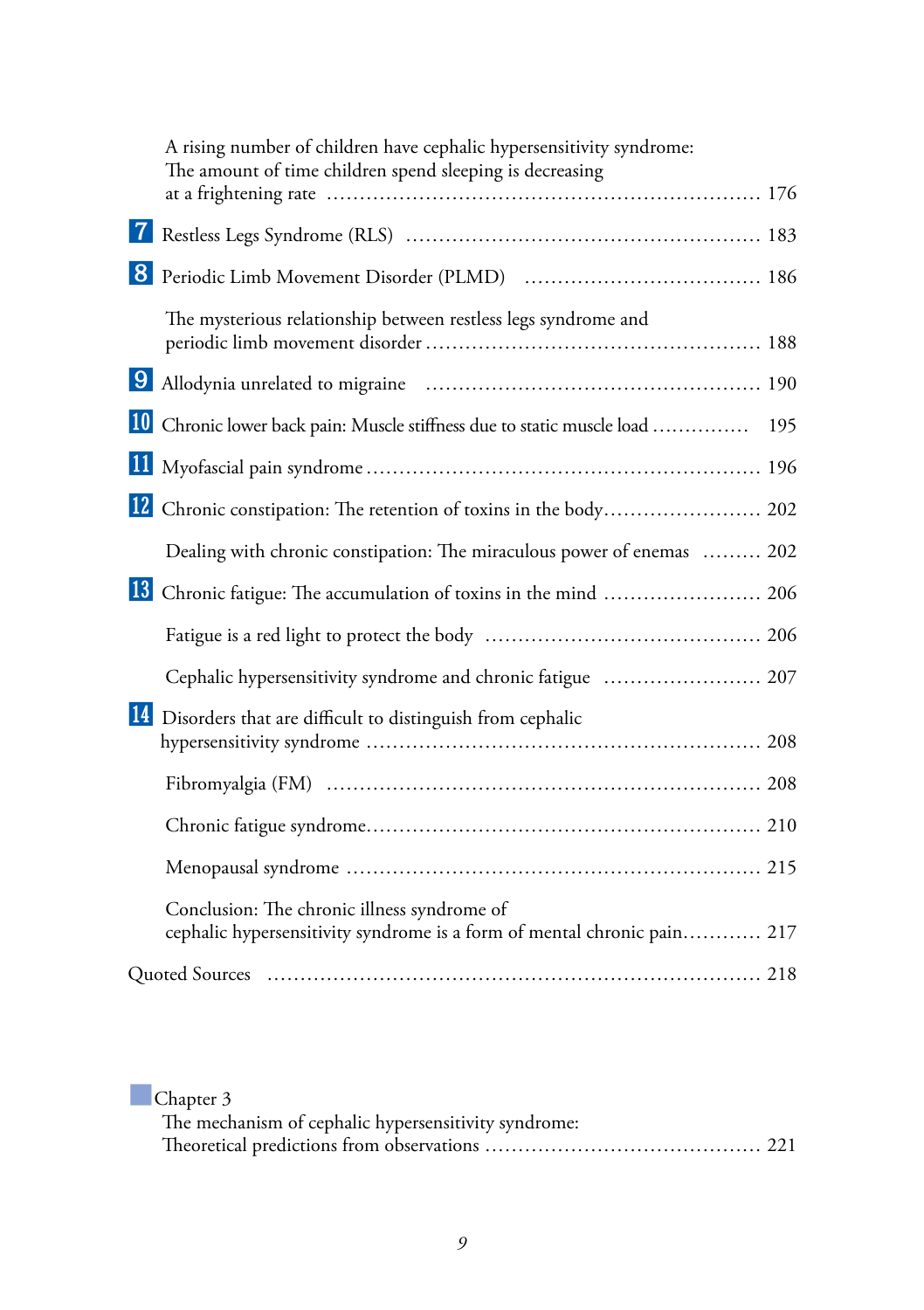A rising number of children have cephalic hypersensitivity syndrome: The amount of time children spend sleeping is decreasing at a frightening rate ........ 176

**7** Restless Legs Syndrome (RLS) ........ 183

**8** Periodic Limb Movement Disorder (PLMD) ........ 186

The mysterious relationship between restless legs syndrome and periodic limb movement disorder ........ 188

**9** Allodynia unrelated to migraine ........ 190

**10** Chronic lower back pain: Muscle stiffness due to static muscle load ........ 195

**11** Myofascial pain syndrome ........ 196

**12** Chronic constipation: The retention of toxins in the body ........ 202

Dealing with chronic constipation: The miraculous power of enemas ........ 202

**13** Chronic fatigue: The accumulation of toxins in the mind ........ 206

Fatigue is a red light to protect the body ........ 206

Cephalic hypersensitivity syndrome and chronic fatigue ........ 207

**14** Disorders that are difficult to distinguish from cephalic hypersensitivity syndrome ........ 208

Fibromyalgia (FM) ........ 208

Chronic fatigue syndrome ........ 210

Menopausal syndrome ........ 215

Conclusion: The chronic illness syndrome of cephalic hypersensitivity syndrome is a form of mental chronic pain ........ 217

Quoted Sources ........ 218

## Chapter 3

The mechanism of cephalic hypersensitivity syndrome: Theoretical predictions from observations ........ 221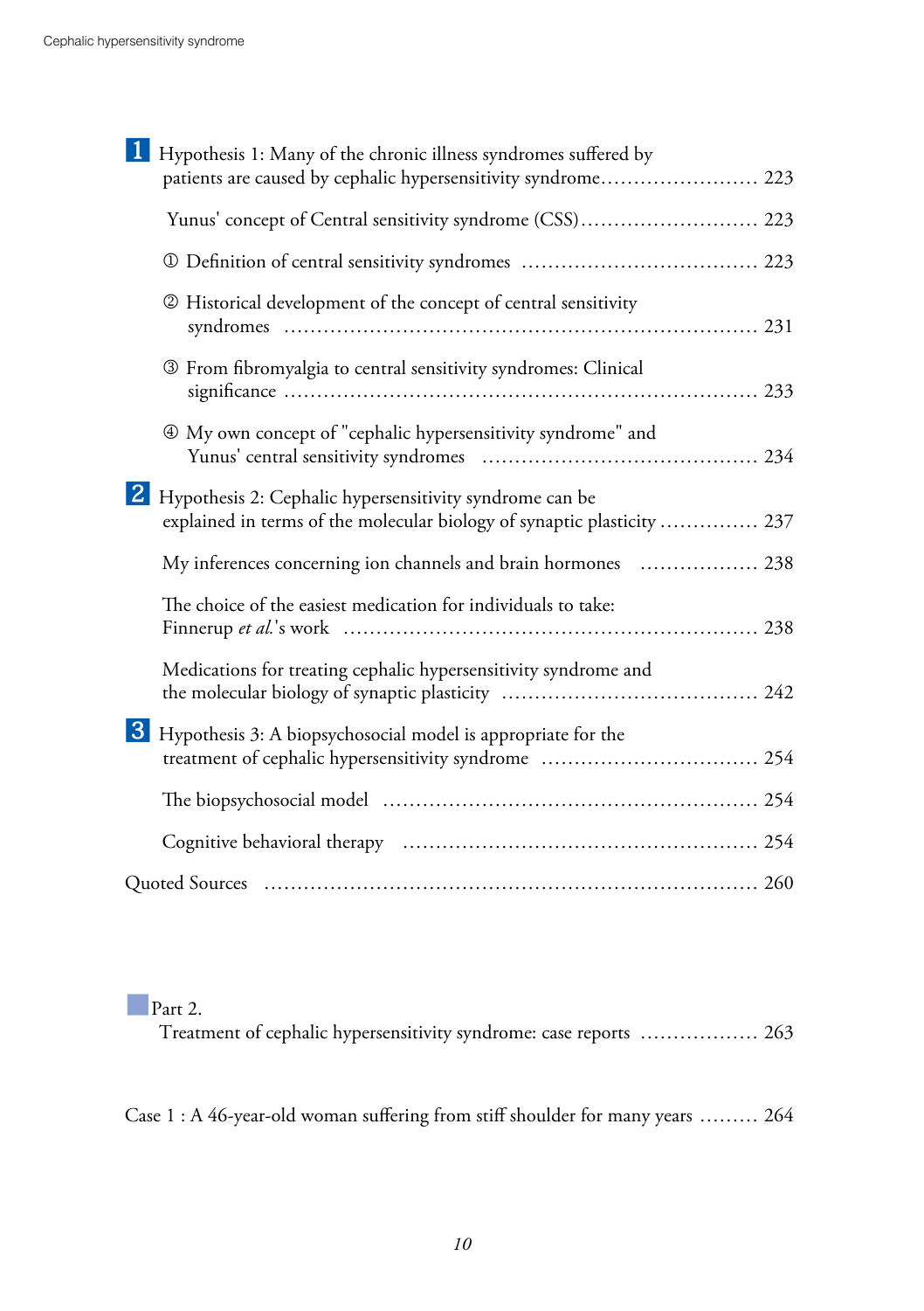**1** Hypothesis 1: Many of the chronic illness syndromes suffered by patients are caused by cephalic hypersensitivity syndrome........................ 223

Yunus' concept of Central sensitivity syndrome (CSS)........................... 223

① Definition of central sensitivity syndromes ................................... 223

② Historical development of the concept of central sensitivity syndromes ..................................................................... 231

③ From fibromyalgia to central sensitivity syndromes: Clinical significance ..................................................................... 233

④ My own concept of "cephalic hypersensitivity syndrome" and Yunus' central sensitivity syndromes ........................................ 234

**2** Hypothesis 2: Cephalic hypersensitivity syndrome can be explained in terms of the molecular biology of synaptic plasticity ............... 237

My inferences concerning ion channels and brain hormones .................. 238

The choice of the easiest medication for individuals to take: Finnerup *et al.*'s work ........................................................... 238

Medications for treating cephalic hypersensitivity syndrome and the molecular biology of synaptic plasticity ...................................... 242

**3** Hypothesis 3: A biopsychosocial model is appropriate for the treatment of cephalic hypersensitivity syndrome ................................ 254

The biopsychosocial model ....................................................... 254

Cognitive behavioral therapy ..................................................... 254

Quoted Sources ......................................................................... 260

## Part 2.
Treatment of cephalic hypersensitivity syndrome: case reports .................. 263

Case 1 : A 46-year-old woman suffering from stiff shoulder for many years ......... 264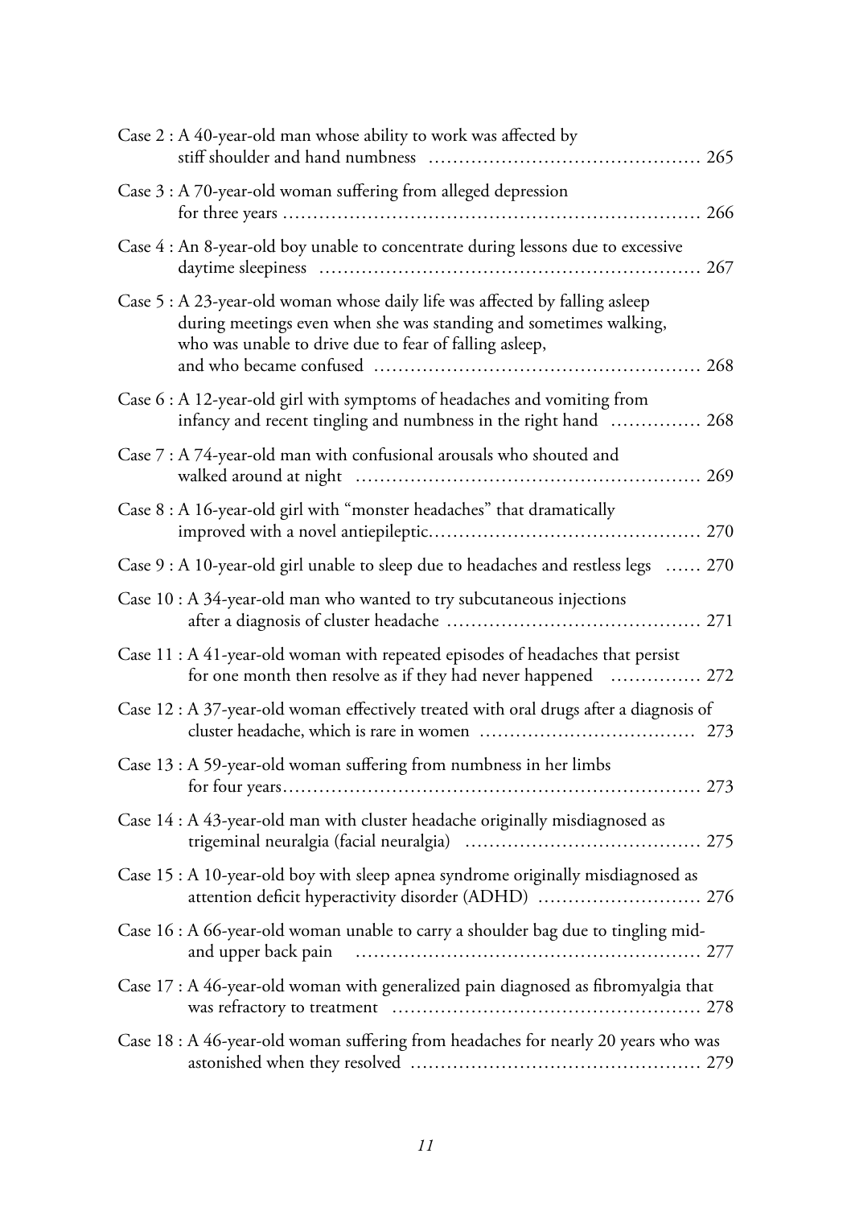Case 2 : A 40-year-old man whose ability to work was affected by stiff shoulder and hand numbness ............................................ 265

Case 3 : A 70-year-old woman suffering from alleged depression for three years .................................................................. 266

Case 4 : An 8-year-old boy unable to concentrate during lessons due to excessive daytime sleepiness ............................................................ 267

Case 5 : A 23-year-old woman whose daily life was affected by falling asleep during meetings even when she was standing and sometimes walking, who was unable to drive due to fear of falling asleep, and who became confused .................................................... 268

Case 6 : A 12-year-old girl with symptoms of headaches and vomiting from infancy and recent tingling and numbness in the right hand ............... 268

Case 7 : A 74-year-old man with confusional arousals who shouted and walked around at night ....................................................... 269

Case 8 : A 16-year-old girl with "monster headaches" that dramatically improved with a novel antiepileptic........................................... 270

Case 9 : A 10-year-old girl unable to sleep due to headaches and restless legs ...... 270

Case 10 : A 34-year-old man who wanted to try subcutaneous injections after a diagnosis of cluster headache ......................................... 271

Case 11 : A 41-year-old woman with repeated episodes of headaches that persist for one month then resolve as if they had never happened ............... 272

Case 12 : A 37-year-old woman effectively treated with oral drugs after a diagnosis of cluster headache, which is rare in women .................................. 273

Case 13 : A 59-year-old woman suffering from numbness in her limbs for four years.................................................................. 273

Case 14 : A 43-year-old man with cluster headache originally misdiagnosed as trigeminal neuralgia (facial neuralgia) ...................................... 275

Case 15 : A 10-year-old boy with sleep apnea syndrome originally misdiagnosed as attention deficit hyperactivity disorder (ADHD) ........................... 276

Case 16 : A 66-year-old woman unable to carry a shoulder bag due to tingling mid- and upper back pain ........................................................ 277

Case 17 : A 46-year-old woman with generalized pain diagnosed as fibromyalgia that was refractory to treatment .................................................. 278

Case 18 : A 46-year-old woman suffering from headaches for nearly 20 years who was astonished when they resolved ............................................... 279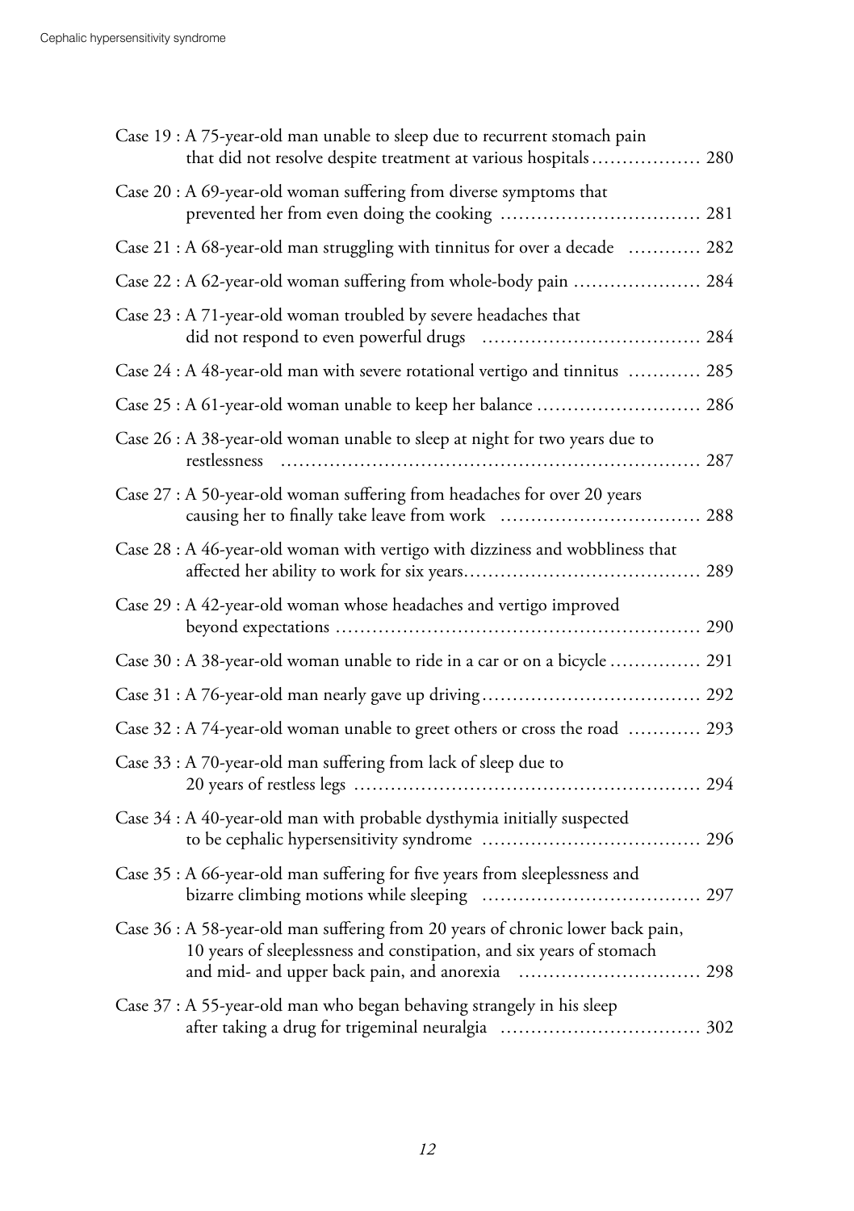Case 19 : A 75-year-old man unable to sleep due to recurrent stomach pain that did not resolve despite treatment at various hospitals .................. 280

Case 20 : A 69-year-old woman suffering from diverse symptoms that prevented her from even doing the cooking ................................. 281

Case 21 : A 68-year-old man struggling with tinnitus for over a decade ............ 282

Case 22 : A 62-year-old woman suffering from whole-body pain ..................... 284

Case 23 : A 71-year-old woman troubled by severe headaches that did not respond to even powerful drugs .................................... 284

Case 24 : A 48-year-old man with severe rotational vertigo and tinnitus ............ 285

Case 25 : A 61-year-old woman unable to keep her balance ........................... 286

Case 26 : A 38-year-old woman unable to sleep at night for two years due to restlessness .................................................................... 287

Case 27 : A 50-year-old woman suffering from headaches for over 20 years causing her to finally take leave from work ................................. 288

Case 28 : A 46-year-old woman with vertigo with dizziness and wobbliness that affected her ability to work for six years...................................... 289

Case 29 : A 42-year-old woman whose headaches and vertigo improved beyond expectations ........................................................... 290

Case 30 : A 38-year-old woman unable to ride in a car or on a bicycle ............... 291

Case 31 : A 76-year-old man nearly gave up driving.................................... 292

Case 32 : A 74-year-old woman unable to greet others or cross the road ............ 293

Case 33 : A 70-year-old man suffering from lack of sleep due to 20 years of restless legs ........................................................ 294

Case 34 : A 40-year-old man with probable dysthymia initially suspected to be cephalic hypersensitivity syndrome .................................... 296

Case 35 : A 66-year-old man suffering for five years from sleeplessness and bizarre climbing motions while sleeping .................................... 297

Case 36 : A 58-year-old man suffering from 20 years of chronic lower back pain, 10 years of sleeplessness and constipation, and six years of stomach and mid- and upper back pain, and anorexia .............................. 298

Case 37 : A 55-year-old man who began behaving strangely in his sleep after taking a drug for trigeminal neuralgia ................................. 302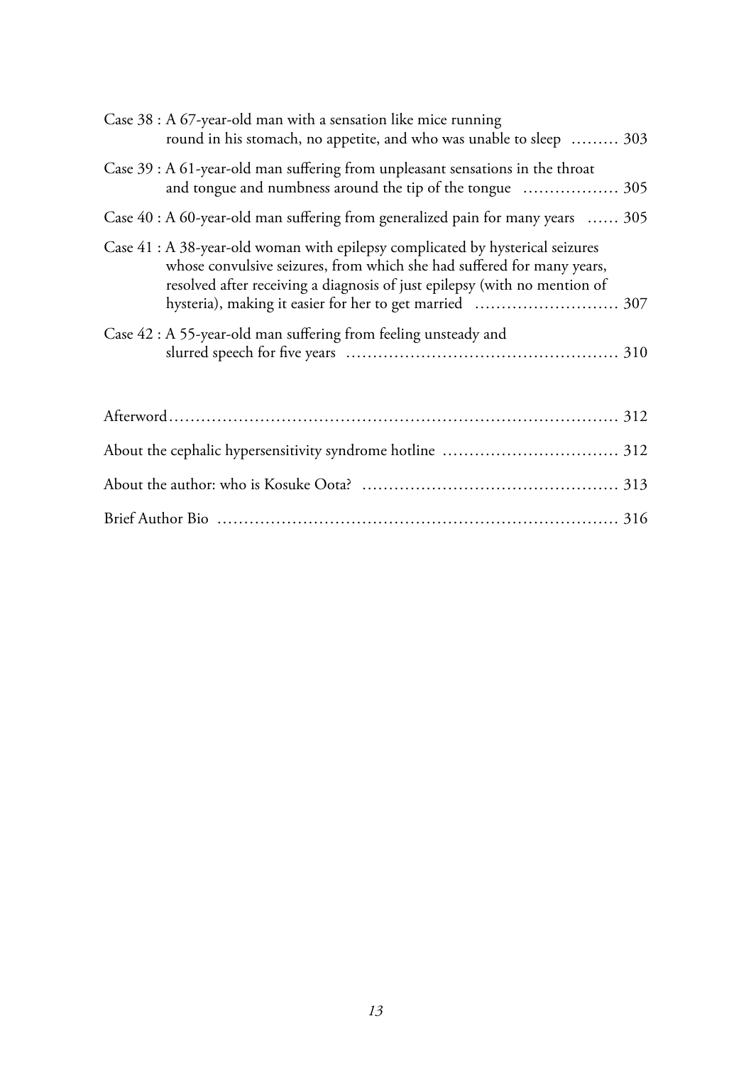Case 38 : A 67-year-old man with a sensation like mice running round in his stomach, no appetite, and who was unable to sleep ……… 303

Case 39 : A 61-year-old man suffering from unpleasant sensations in the throat and tongue and numbness around the tip of the tongue ……………… 305

Case 40 : A 60-year-old man suffering from generalized pain for many years …… 305

Case 41 : A 38-year-old woman with epilepsy complicated by hysterical seizures whose convulsive seizures, from which she had suffered for many years, resolved after receiving a diagnosis of just epilepsy (with no mention of hysteria), making it easier for her to get married ……………………… 307

Case 42 : A 55-year-old man suffering from feeling unsteady and slurred speech for five years …………………………………………… 310

Afterword…………………………………………………………………… 312

About the cephalic hypersensitivity syndrome hotline …………………………… 312

About the author: who is Kosuke Oota? ………………………………………… 313

Brief Author Bio ……………………………………………………………… 316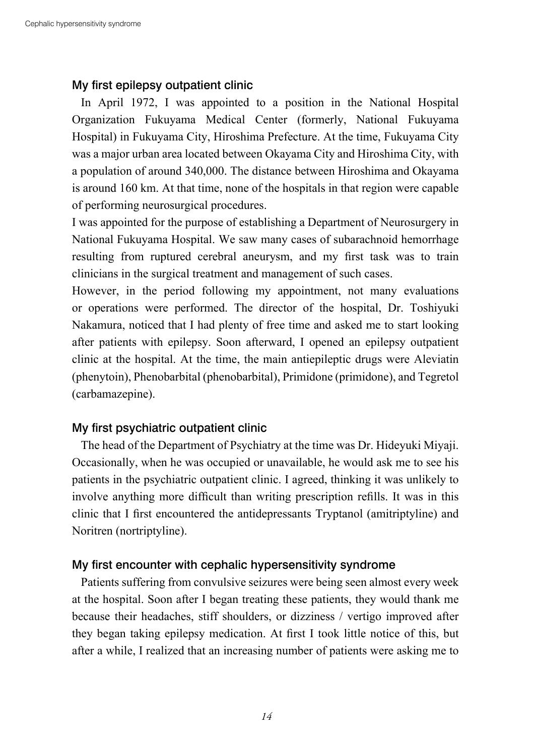## My first epilepsy outpatient clinic

In April 1972, I was appointed to a position in the National Hospital Organization Fukuyama Medical Center (formerly, National Fukuyama Hospital) in Fukuyama City, Hiroshima Prefecture. At the time, Fukuyama City was a major urban area located between Okayama City and Hiroshima City, with a population of around 340,000. The distance between Hiroshima and Okayama is around 160 km. At that time, none of the hospitals in that region were capable of performing neurosurgical procedures.

I was appointed for the purpose of establishing a Department of Neurosurgery in National Fukuyama Hospital. We saw many cases of subarachnoid hemorrhage resulting from ruptured cerebral aneurysm, and my first task was to train clinicians in the surgical treatment and management of such cases.

However, in the period following my appointment, not many evaluations or operations were performed. The director of the hospital, Dr. Toshiyuki Nakamura, noticed that I had plenty of free time and asked me to start looking after patients with epilepsy. Soon afterward, I opened an epilepsy outpatient clinic at the hospital. At the time, the main antiepileptic drugs were Aleviatin (phenytoin), Phenobarbital (phenobarbital), Primidone (primidone), and Tegretol (carbamazepine).

## My first psychiatric outpatient clinic

The head of the Department of Psychiatry at the time was Dr. Hideyuki Miyaji. Occasionally, when he was occupied or unavailable, he would ask me to see his patients in the psychiatric outpatient clinic. I agreed, thinking it was unlikely to involve anything more difficult than writing prescription refills. It was in this clinic that I first encountered the antidepressants Tryptanol (amitriptyline) and Noritren (nortriptyline).

## My first encounter with cephalic hypersensitivity syndrome

Patients suffering from convulsive seizures were being seen almost every week at the hospital. Soon after I began treating these patients, they would thank me because their headaches, stiff shoulders, or dizziness / vertigo improved after they began taking epilepsy medication. At first I took little notice of this, but after a while, I realized that an increasing number of patients were asking me to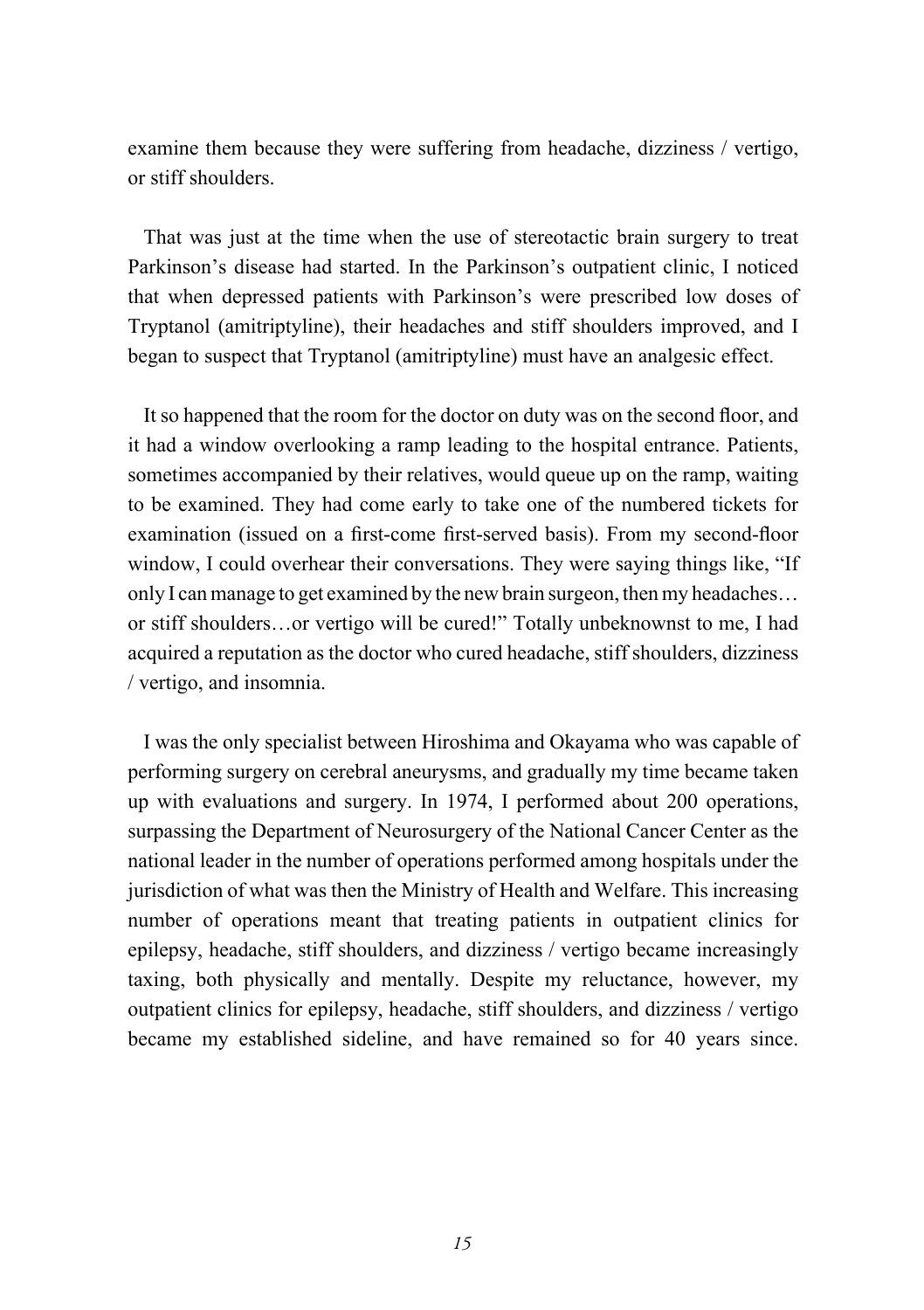examine them because they were suffering from headache, dizziness / vertigo, or stiff shoulders.

That was just at the time when the use of stereotactic brain surgery to treat Parkinson's disease had started. In the Parkinson's outpatient clinic, I noticed that when depressed patients with Parkinson's were prescribed low doses of Tryptanol (amitriptyline), their headaches and stiff shoulders improved, and I began to suspect that Tryptanol (amitriptyline) must have an analgesic effect.

It so happened that the room for the doctor on duty was on the second floor, and it had a window overlooking a ramp leading to the hospital entrance. Patients, sometimes accompanied by their relatives, would queue up on the ramp, waiting to be examined. They had come early to take one of the numbered tickets for examination (issued on a first-come first-served basis). From my second-floor window, I could overhear their conversations. They were saying things like, "If only I can manage to get examined by the new brain surgeon, then my headaches… or stiff shoulders…or vertigo will be cured!" Totally unbeknownst to me, I had acquired a reputation as the doctor who cured headache, stiff shoulders, dizziness / vertigo, and insomnia.

I was the only specialist between Hiroshima and Okayama who was capable of performing surgery on cerebral aneurysms, and gradually my time became taken up with evaluations and surgery. In 1974, I performed about 200 operations, surpassing the Department of Neurosurgery of the National Cancer Center as the national leader in the number of operations performed among hospitals under the jurisdiction of what was then the Ministry of Health and Welfare. This increasing number of operations meant that treating patients in outpatient clinics for epilepsy, headache, stiff shoulders, and dizziness / vertigo became increasingly taxing, both physically and mentally. Despite my reluctance, however, my outpatient clinics for epilepsy, headache, stiff shoulders, and dizziness / vertigo became my established sideline, and have remained so for 40 years since.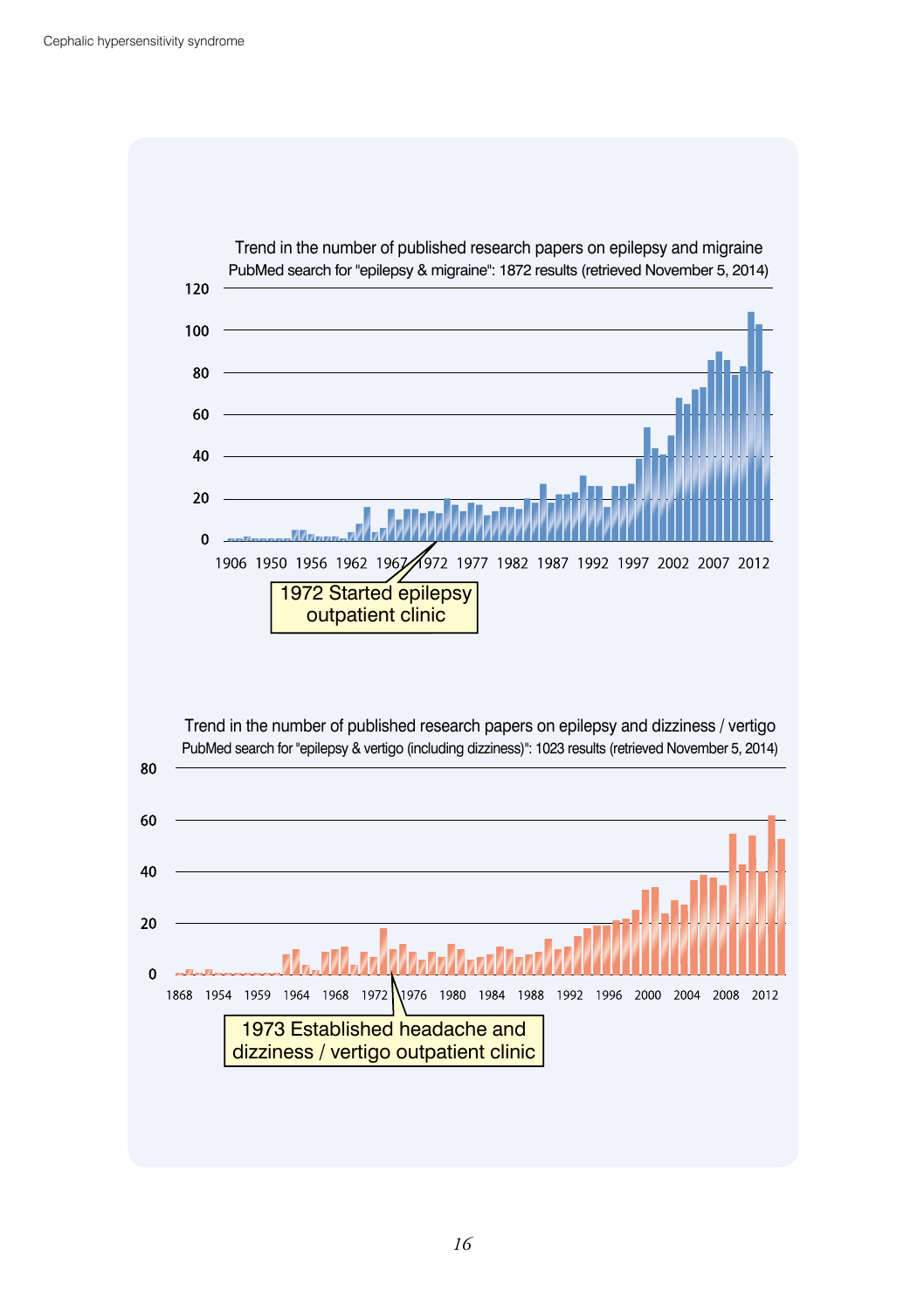Trend in the number of published research papers on epilepsy and migraine

PubMed search for "epilepsy & migraine": 1872 results (retrieved November 5, 2014)

1972 Started epilepsy outpatient clinic

Trend in the number of published research papers on epilepsy and dizziness / vertigo

PubMed search for "epilepsy & vertigo (including dizziness)": 1023 results (retrieved November 5, 2014)

1973 Established headache and dizziness / vertigo outpatient clinic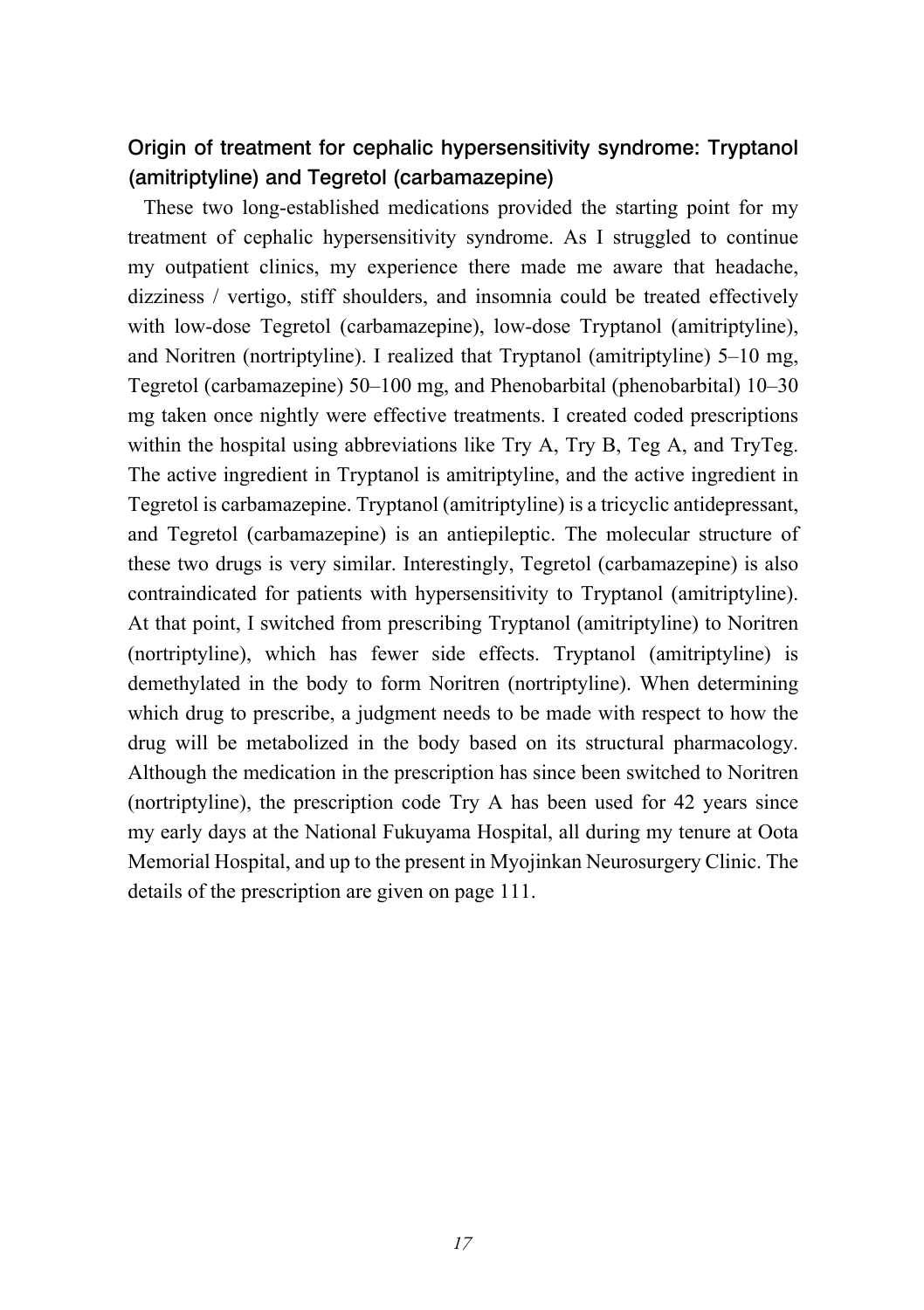## Origin of treatment for cephalic hypersensitivity syndrome: Tryptanol (amitriptyline) and Tegretol (carbamazepine)

These two long-established medications provided the starting point for my treatment of cephalic hypersensitivity syndrome. As I struggled to continue my outpatient clinics, my experience there made me aware that headache, dizziness / vertigo, stiff shoulders, and insomnia could be treated effectively with low-dose Tegretol (carbamazepine), low-dose Tryptanol (amitriptyline), and Noritren (nortriptyline). I realized that Tryptanol (amitriptyline) 5–10 mg, Tegretol (carbamazepine) 50–100 mg, and Phenobarbital (phenobarbital) 10–30 mg taken once nightly were effective treatments. I created coded prescriptions within the hospital using abbreviations like Try A, Try B, Teg A, and TryTeg. The active ingredient in Tryptanol is amitriptyline, and the active ingredient in Tegretol is carbamazepine. Tryptanol (amitriptyline) is a tricyclic antidepressant, and Tegretol (carbamazepine) is an antiepileptic. The molecular structure of these two drugs is very similar. Interestingly, Tegretol (carbamazepine) is also contraindicated for patients with hypersensitivity to Tryptanol (amitriptyline). At that point, I switched from prescribing Tryptanol (amitriptyline) to Noritren (nortriptyline), which has fewer side effects. Tryptanol (amitriptyline) is demethylated in the body to form Noritren (nortriptyline). When determining which drug to prescribe, a judgment needs to be made with respect to how the drug will be metabolized in the body based on its structural pharmacology. Although the medication in the prescription has since been switched to Noritren (nortriptyline), the prescription code Try A has been used for 42 years since my early days at the National Fukuyama Hospital, all during my tenure at Oota Memorial Hospital, and up to the present in Myojinkan Neurosurgery Clinic. The details of the prescription are given on page 111.